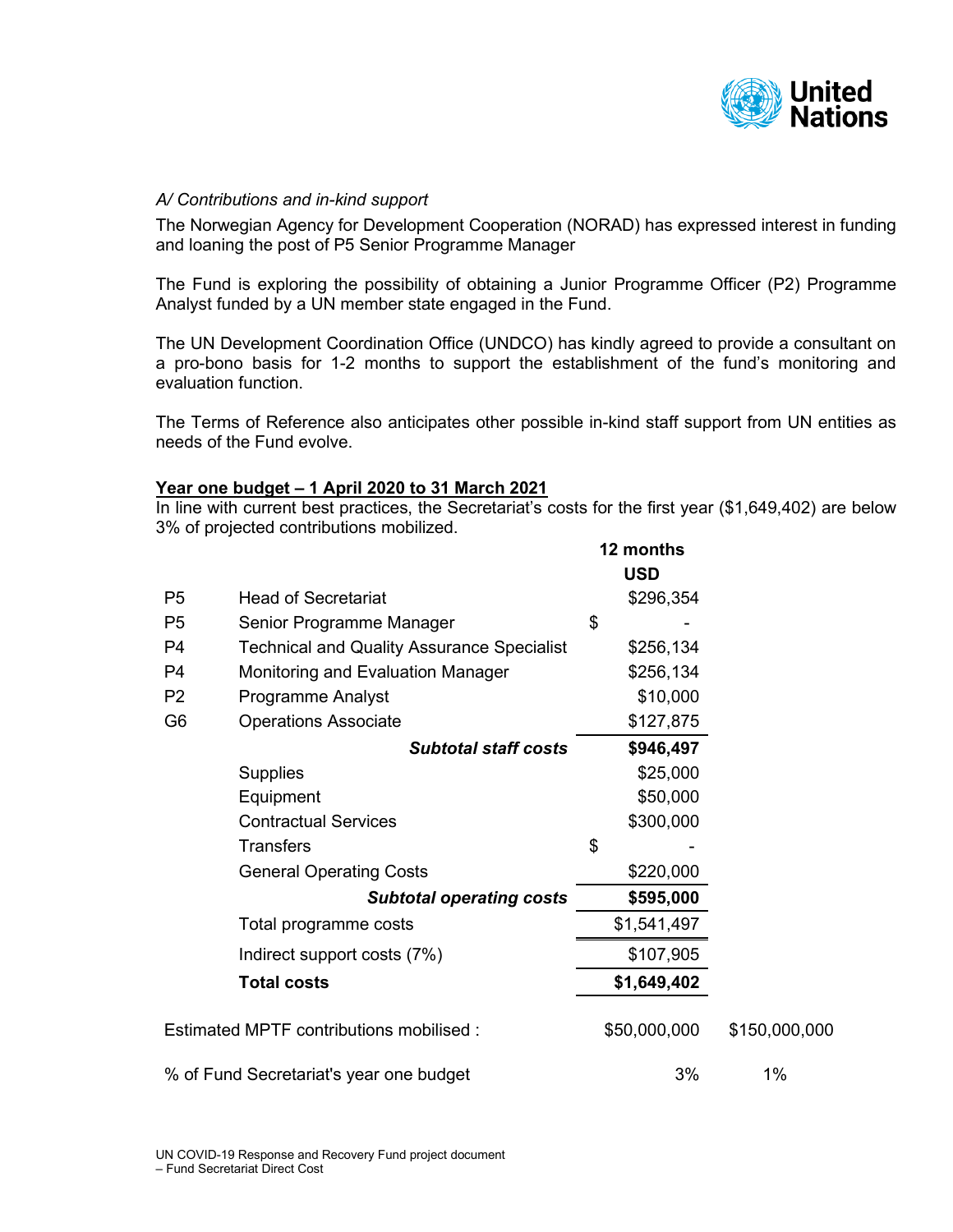*A/ Contributions and in-kind support*

The Norwegian Agency for Development Cooperation (NORAD) has expressed interest in funding and loaning the post of P5 Senior Programme Manager

The Fund is exploring the possibility of obtaining a Junior Programme Officer (P2) Programme Analyst funded by a UN member state engaged in the Fund.

The UN Development Coordination Office (UNDCO) has kindly agreed to provide a consultant on a pro-bono basis for 1-2 months to support the establishment of the fund's monitoring and evaluation function.

The Terms of Reference also anticipates other possible in-kind staff support from UN entities as needs of the Fund evolve.

**Year one budget – 1 April 2020 to 31 March 2021**

In line with current best practices, the Secretariat's costs for the first year ($1,649,402) are below 3% of projected contributions mobilized.

| | | 12 months USD | |
|---|---|---|---|
| P5 | Head of Secretariat | $296,354 | |
| P5 | Senior Programme Manager | $ - | |
| P4 | Technical and Quality Assurance Specialist | $256,134 | |
| P4 | Monitoring and Evaluation Manager | $256,134 | |
| P2 | Programme Analyst | $10,000 | |
| G6 | Operations Associate | $127,875 | |
| | ***Subtotal staff costs*** | **$946,497** | |
| | Supplies | $25,000 | |
| | Equipment | $50,000 | |
| | Contractual Services | $300,000 | |
| | Transfers | $ - | |
| | General Operating Costs | $220,000 | |
| | ***Subtotal operating costs*** | **$595,000** | |
| | Total programme costs | $1,541,497 | |
| | Indirect support costs (7%) | $107,905 | |
| | **Total costs** | **$1,649,402** | |
| Estimated MPTF contributions mobilised : | | $50,000,000 | $150,000,000 |
| % of Fund Secretariat's year one budget | | 3% | 1% |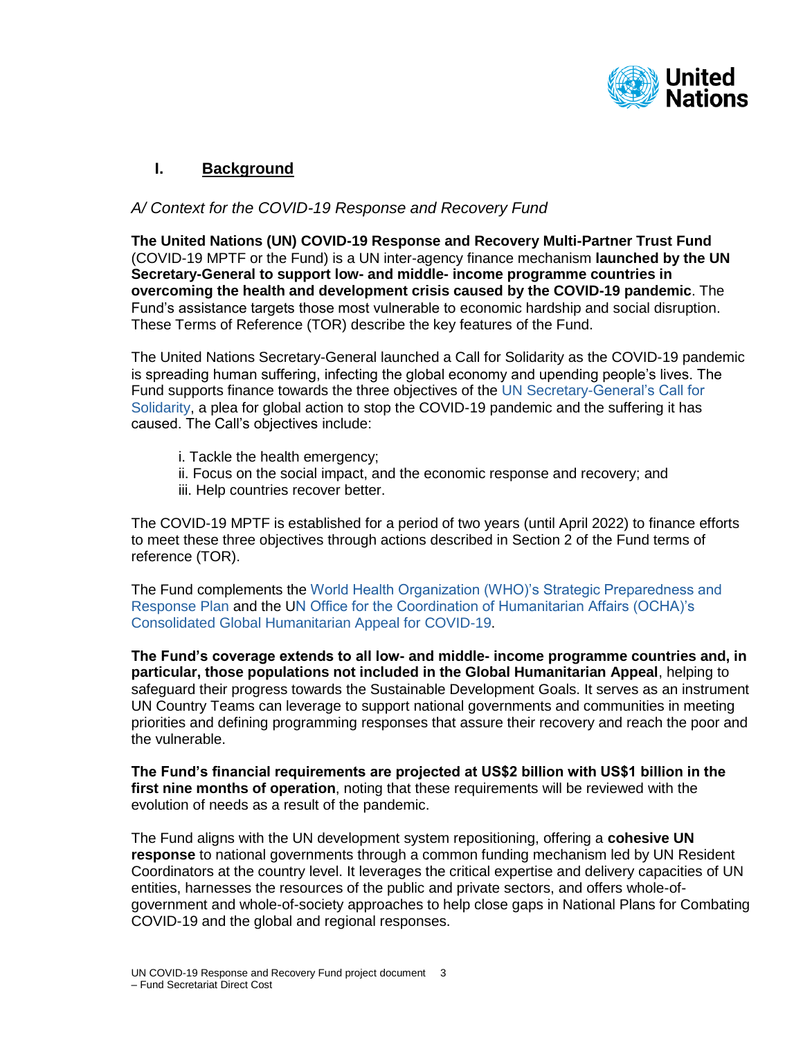## I. Background

*A/ Context for the COVID-19 Response and Recovery Fund*

**The United Nations (UN) COVID-19 Response and Recovery Multi-Partner Trust Fund** (COVID-19 MPTF or the Fund) is a UN inter-agency finance mechanism **launched by the UN Secretary-General to support low- and middle- income programme countries in overcoming the health and development crisis caused by the COVID-19 pandemic**. The Fund's assistance targets those most vulnerable to economic hardship and social disruption. These Terms of Reference (TOR) describe the key features of the Fund.

The United Nations Secretary-General launched a Call for Solidarity as the COVID-19 pandemic is spreading human suffering, infecting the global economy and upending people's lives. The Fund supports finance towards the three objectives of the UN Secretary-General's Call for Solidarity, a plea for global action to stop the COVID-19 pandemic and the suffering it has caused. The Call's objectives include:

i. Tackle the health emergency;
ii. Focus on the social impact, and the economic response and recovery; and
iii. Help countries recover better.

The COVID-19 MPTF is established for a period of two years (until April 2022) to finance efforts to meet these three objectives through actions described in Section 2 of the Fund terms of reference (TOR).

The Fund complements the World Health Organization (WHO)'s Strategic Preparedness and Response Plan and the UN Office for the Coordination of Humanitarian Affairs (OCHA)'s Consolidated Global Humanitarian Appeal for COVID-19.

**The Fund's coverage extends to all low- and middle- income programme countries and, in particular, those populations not included in the Global Humanitarian Appeal**, helping to safeguard their progress towards the Sustainable Development Goals. It serves as an instrument UN Country Teams can leverage to support national governments and communities in meeting priorities and defining programming responses that assure their recovery and reach the poor and the vulnerable.

**The Fund's financial requirements are projected at US$2 billion with US$1 billion in the first nine months of operation**, noting that these requirements will be reviewed with the evolution of needs as a result of the pandemic.

The Fund aligns with the UN development system repositioning, offering a **cohesive UN response** to national governments through a common funding mechanism led by UN Resident Coordinators at the country level. It leverages the critical expertise and delivery capacities of UN entities, harnesses the resources of the public and private sectors, and offers whole-of-government and whole-of-society approaches to help close gaps in National Plans for Combating COVID-19 and the global and regional responses.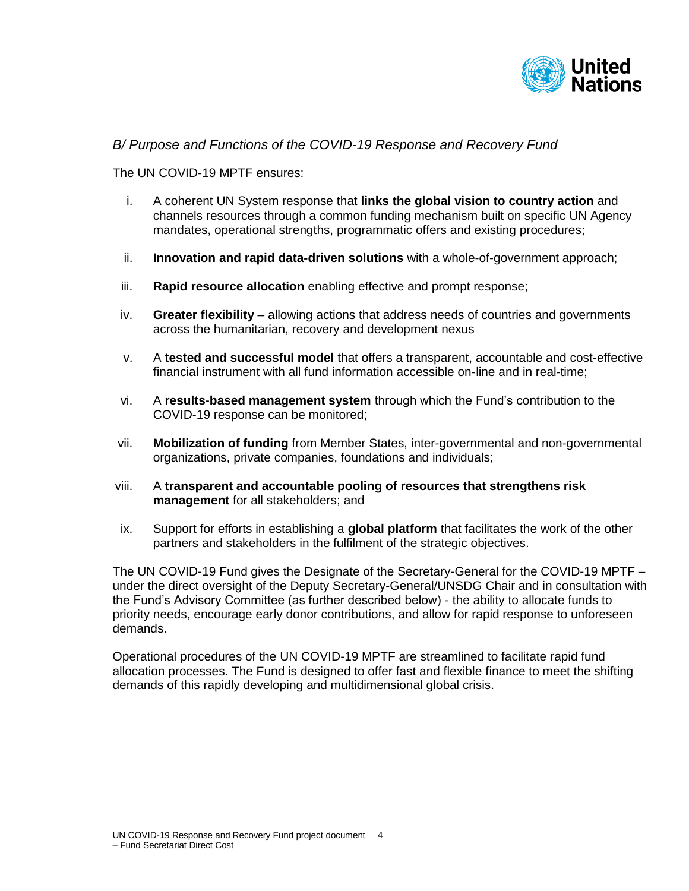*B/ Purpose and Functions of the COVID-19 Response and Recovery Fund*

The UN COVID-19 MPTF ensures:

i. A coherent UN System response that **links the global vision to country action** and channels resources through a common funding mechanism built on specific UN Agency mandates, operational strengths, programmatic offers and existing procedures;

ii. **Innovation and rapid data-driven solutions** with a whole-of-government approach;

iii. **Rapid resource allocation** enabling effective and prompt response;

iv. **Greater flexibility** – allowing actions that address needs of countries and governments across the humanitarian, recovery and development nexus

v. A **tested and successful model** that offers a transparent, accountable and cost-effective financial instrument with all fund information accessible on-line and in real-time;

vi. A **results-based management system** through which the Fund's contribution to the COVID-19 response can be monitored;

vii. **Mobilization of funding** from Member States, inter-governmental and non-governmental organizations, private companies, foundations and individuals;

viii. A **transparent and accountable pooling of resources that strengthens risk management** for all stakeholders; and

ix. Support for efforts in establishing a **global platform** that facilitates the work of the other partners and stakeholders in the fulfilment of the strategic objectives.

The UN COVID-19 Fund gives the Designate of the Secretary-General for the COVID-19 MPTF – under the direct oversight of the Deputy Secretary-General/UNSDG Chair and in consultation with the Fund's Advisory Committee (as further described below) - the ability to allocate funds to priority needs, encourage early donor contributions, and allow for rapid response to unforeseen demands.

Operational procedures of the UN COVID-19 MPTF are streamlined to facilitate rapid fund allocation processes. The Fund is designed to offer fast and flexible finance to meet the shifting demands of this rapidly developing and multidimensional global crisis.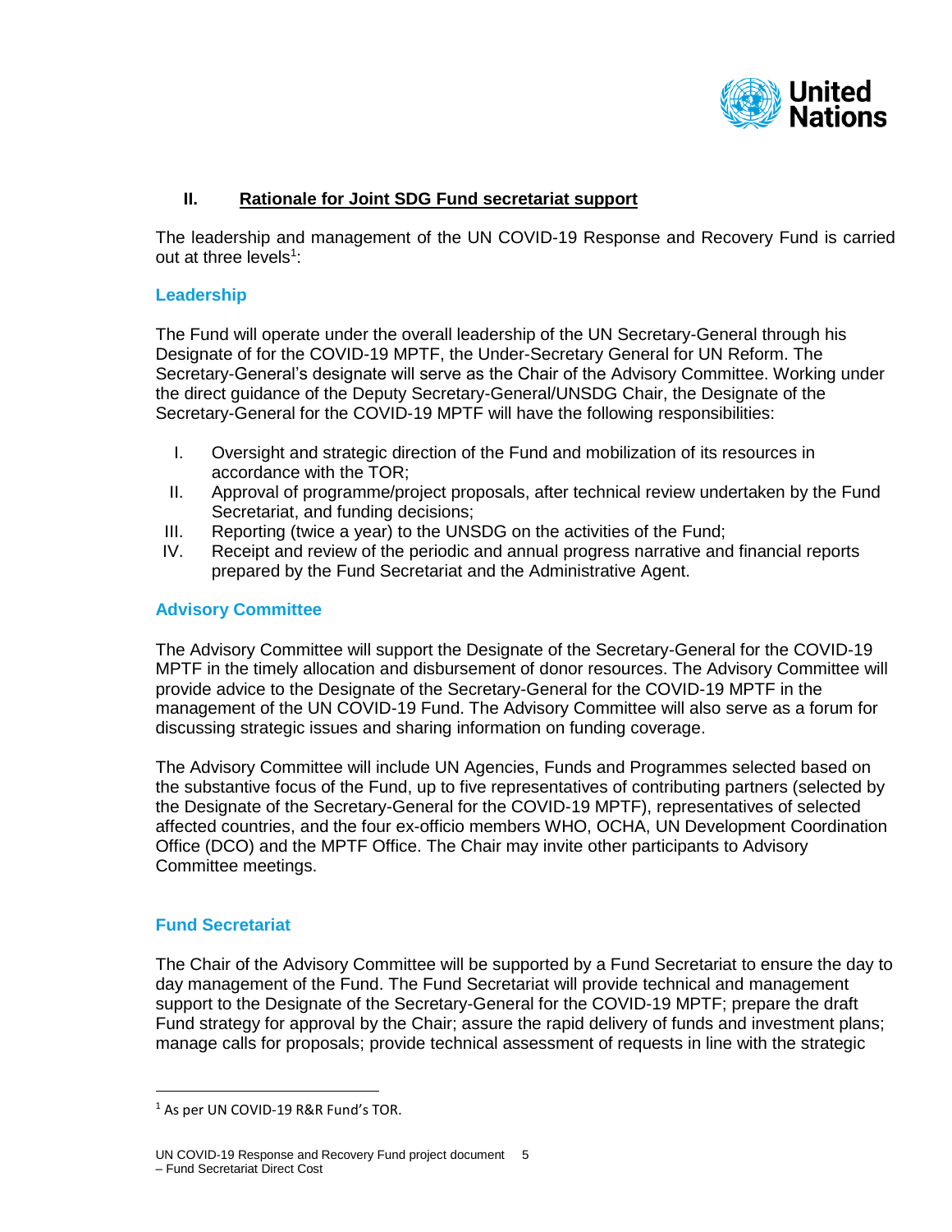## II. Rationale for Joint SDG Fund secretariat support

The leadership and management of the UN COVID-19 Response and Recovery Fund is carried out at three levels[1]:

### Leadership

The Fund will operate under the overall leadership of the UN Secretary-General through his Designate of for the COVID-19 MPTF, the Under-Secretary General for UN Reform. The Secretary-General's designate will serve as the Chair of the Advisory Committee. Working under the direct guidance of the Deputy Secretary-General/UNSDG Chair, the Designate of the Secretary-General for the COVID-19 MPTF will have the following responsibilities:

I. Oversight and strategic direction of the Fund and mobilization of its resources in accordance with the TOR;
II. Approval of programme/project proposals, after technical review undertaken by the Fund Secretariat, and funding decisions;
III. Reporting (twice a year) to the UNSDG on the activities of the Fund;
IV. Receipt and review of the periodic and annual progress narrative and financial reports prepared by the Fund Secretariat and the Administrative Agent.

### Advisory Committee

The Advisory Committee will support the Designate of the Secretary-General for the COVID-19 MPTF in the timely allocation and disbursement of donor resources. The Advisory Committee will provide advice to the Designate of the Secretary-General for the COVID-19 MPTF in the management of the UN COVID-19 Fund. The Advisory Committee will also serve as a forum for discussing strategic issues and sharing information on funding coverage.

The Advisory Committee will include UN Agencies, Funds and Programmes selected based on the substantive focus of the Fund, up to five representatives of contributing partners (selected by the Designate of the Secretary-General for the COVID-19 MPTF), representatives of selected affected countries, and the four ex-officio members WHO, OCHA, UN Development Coordination Office (DCO) and the MPTF Office. The Chair may invite other participants to Advisory Committee meetings.

### Fund Secretariat

The Chair of the Advisory Committee will be supported by a Fund Secretariat to ensure the day to day management of the Fund. The Fund Secretariat will provide technical and management support to the Designate of the Secretary-General for the COVID-19 MPTF; prepare the draft Fund strategy for approval by the Chair; assure the rapid delivery of funds and investment plans; manage calls for proposals; provide technical assessment of requests in line with the strategic

[1] As per UN COVID-19 R&R Fund's TOR.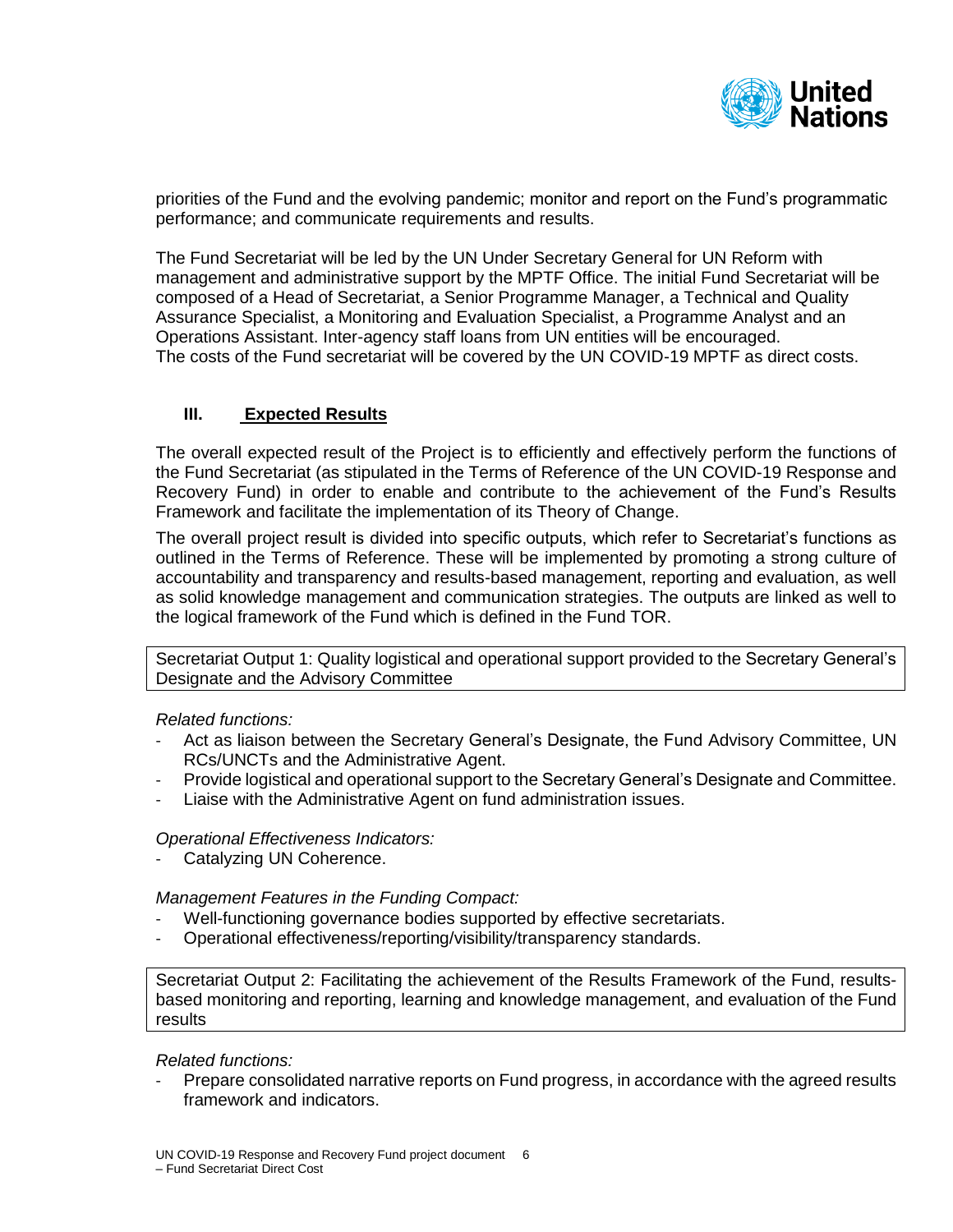priorities of the Fund and the evolving pandemic; monitor and report on the Fund's programmatic performance; and communicate requirements and results.

The Fund Secretariat will be led by the UN Under Secretary General for UN Reform with management and administrative support by the MPTF Office. The initial Fund Secretariat will be composed of a Head of Secretariat, a Senior Programme Manager, a Technical and Quality Assurance Specialist, a Monitoring and Evaluation Specialist, a Programme Analyst and an Operations Assistant. Inter-agency staff loans from UN entities will be encouraged.
The costs of the Fund secretariat will be covered by the UN COVID-19 MPTF as direct costs.

## III. Expected Results

The overall expected result of the Project is to efficiently and effectively perform the functions of the Fund Secretariat (as stipulated in the Terms of Reference of the UN COVID-19 Response and Recovery Fund) in order to enable and contribute to the achievement of the Fund's Results Framework and facilitate the implementation of its Theory of Change.

The overall project result is divided into specific outputs, which refer to Secretariat's functions as outlined in the Terms of Reference. These will be implemented by promoting a strong culture of accountability and transparency and results-based management, reporting and evaluation, as well as solid knowledge management and communication strategies. The outputs are linked as well to the logical framework of the Fund which is defined in the Fund TOR.

| Secretariat Output 1: Quality logistical and operational support provided to the Secretary General's Designate and the Advisory Committee |
| --- |

*Related functions:*

- Act as liaison between the Secretary General's Designate, the Fund Advisory Committee, UN RCs/UNCTs and the Administrative Agent.
- Provide logistical and operational support to the Secretary General's Designate and Committee.
- Liaise with the Administrative Agent on fund administration issues.

*Operational Effectiveness Indicators:*

- Catalyzing UN Coherence.

*Management Features in the Funding Compact:*

- Well-functioning governance bodies supported by effective secretariats.
- Operational effectiveness/reporting/visibility/transparency standards.

| Secretariat Output 2: Facilitating the achievement of the Results Framework of the Fund, results-based monitoring and reporting, learning and knowledge management, and evaluation of the Fund results |
| --- |

*Related functions:*

- Prepare consolidated narrative reports on Fund progress, in accordance with the agreed results framework and indicators.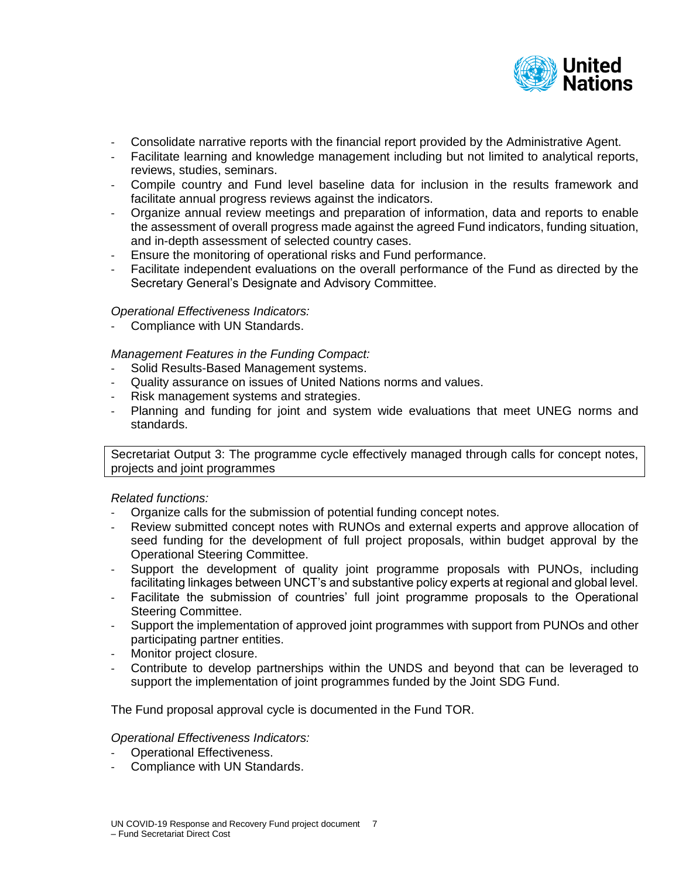- Consolidate narrative reports with the financial report provided by the Administrative Agent.
- Facilitate learning and knowledge management including but not limited to analytical reports, reviews, studies, seminars.
- Compile country and Fund level baseline data for inclusion in the results framework and facilitate annual progress reviews against the indicators.
- Organize annual review meetings and preparation of information, data and reports to enable the assessment of overall progress made against the agreed Fund indicators, funding situation, and in-depth assessment of selected country cases.
- Ensure the monitoring of operational risks and Fund performance.
- Facilitate independent evaluations on the overall performance of the Fund as directed by the Secretary General's Designate and Advisory Committee.

*Operational Effectiveness Indicators:*
- Compliance with UN Standards.

*Management Features in the Funding Compact:*
- Solid Results-Based Management systems.
- Quality assurance on issues of United Nations norms and values.
- Risk management systems and strategies.
- Planning and funding for joint and system wide evaluations that meet UNEG norms and standards.

| Secretariat Output 3: The programme cycle effectively managed through calls for concept notes, projects and joint programmes |
| --- |

*Related functions:*
- Organize calls for the submission of potential funding concept notes.
- Review submitted concept notes with RUNOs and external experts and approve allocation of seed funding for the development of full project proposals, within budget approval by the Operational Steering Committee.
- Support the development of quality joint programme proposals with PUNOs, including facilitating linkages between UNCT's and substantive policy experts at regional and global level.
- Facilitate the submission of countries' full joint programme proposals to the Operational Steering Committee.
- Support the implementation of approved joint programmes with support from PUNOs and other participating partner entities.
- Monitor project closure.
- Contribute to develop partnerships within the UNDS and beyond that can be leveraged to support the implementation of joint programmes funded by the Joint SDG Fund.

The Fund proposal approval cycle is documented in the Fund TOR.

*Operational Effectiveness Indicators:*
- Operational Effectiveness.
- Compliance with UN Standards.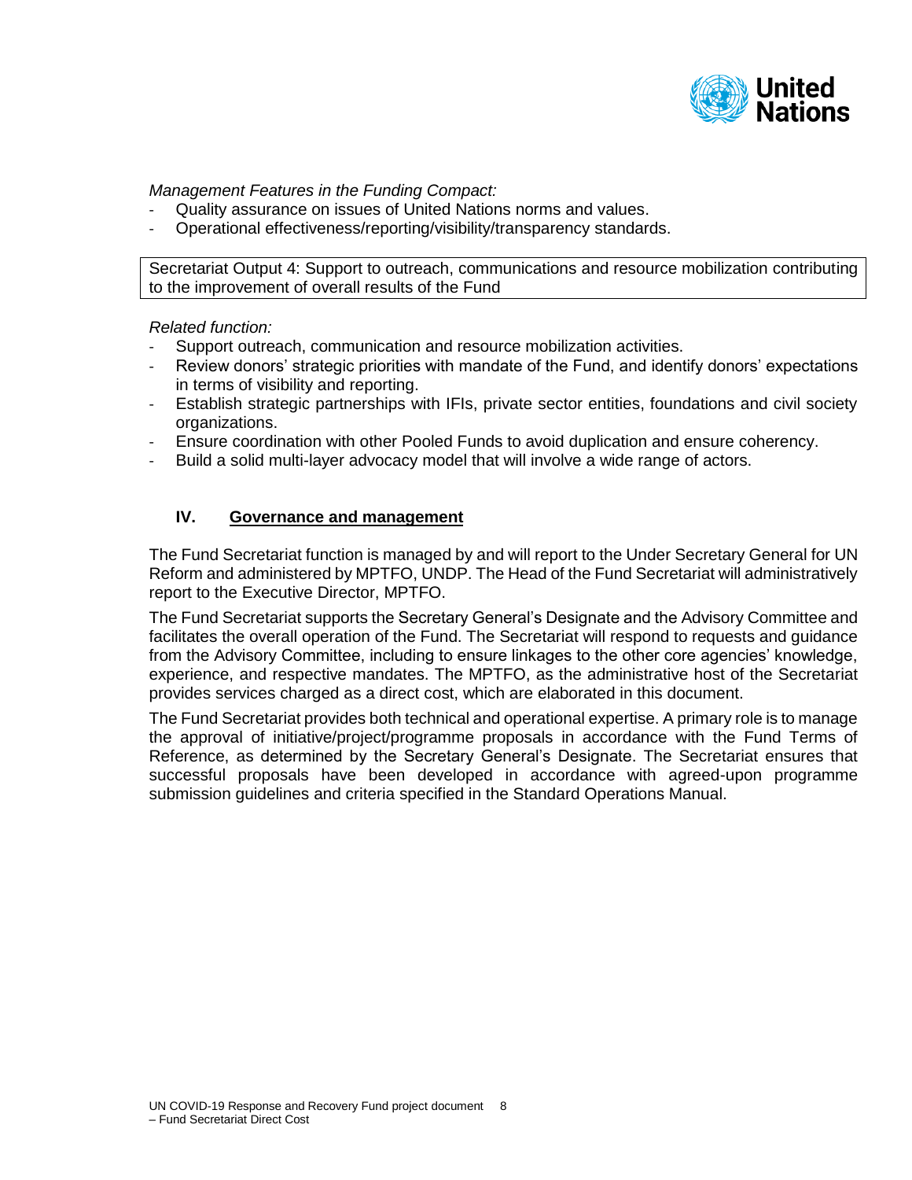*Management Features in the Funding Compact:*

- Quality assurance on issues of United Nations norms and values.
- Operational effectiveness/reporting/visibility/transparency standards.

| Secretariat Output 4: Support to outreach, communications and resource mobilization contributing to the improvement of overall results of the Fund |
|---|

*Related function:*

- Support outreach, communication and resource mobilization activities.
- Review donors' strategic priorities with mandate of the Fund, and identify donors' expectations in terms of visibility and reporting.
- Establish strategic partnerships with IFIs, private sector entities, foundations and civil society organizations.
- Ensure coordination with other Pooled Funds to avoid duplication and ensure coherency.
- Build a solid multi-layer advocacy model that will involve a wide range of actors.

## IV. Governance and management

The Fund Secretariat function is managed by and will report to the Under Secretary General for UN Reform and administered by MPTFO, UNDP. The Head of the Fund Secretariat will administratively report to the Executive Director, MPTFO.

The Fund Secretariat supports the Secretary General's Designate and the Advisory Committee and facilitates the overall operation of the Fund. The Secretariat will respond to requests and guidance from the Advisory Committee, including to ensure linkages to the other core agencies' knowledge, experience, and respective mandates. The MPTFO, as the administrative host of the Secretariat provides services charged as a direct cost, which are elaborated in this document.

The Fund Secretariat provides both technical and operational expertise. A primary role is to manage the approval of initiative/project/programme proposals in accordance with the Fund Terms of Reference, as determined by the Secretary General's Designate. The Secretariat ensures that successful proposals have been developed in accordance with agreed-upon programme submission guidelines and criteria specified in the Standard Operations Manual.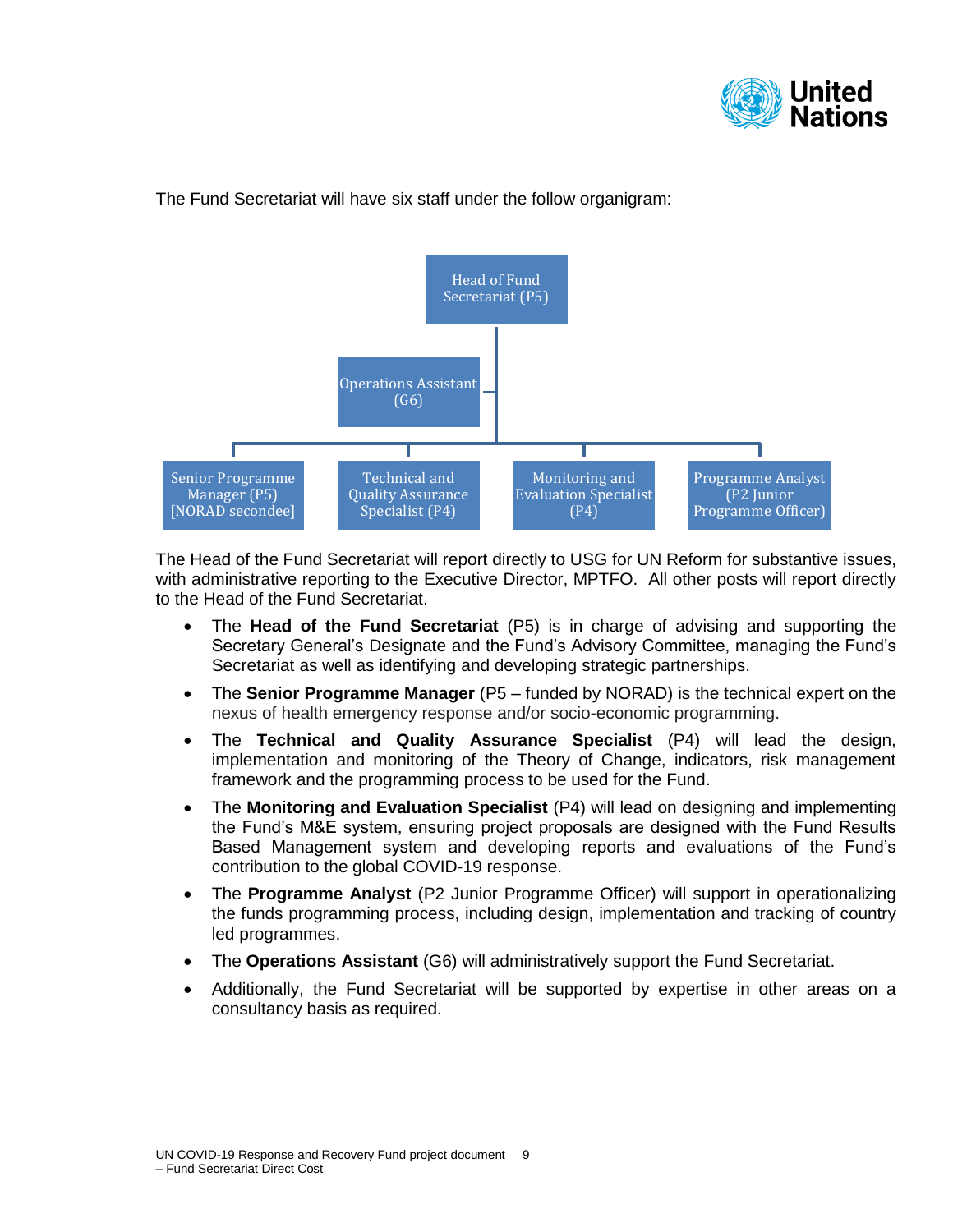The Fund Secretariat will have six staff under the follow organigram:

- Head of Fund Secretariat (P5)
  - Operations Assistant (G6)
  - Senior Programme Manager (P5) [NORAD secondee]
  - Technical and Quality Assurance Specialist (P4)
  - Monitoring and Evaluation Specialist (P4)
  - Programme Analyst (P2 Junior Programme Officer)

The Head of the Fund Secretariat will report directly to USG for UN Reform for substantive issues, with administrative reporting to the Executive Director, MPTFO. All other posts will report directly to the Head of the Fund Secretariat.

- The **Head of the Fund Secretariat** (P5) is in charge of advising and supporting the Secretary General's Designate and the Fund's Advisory Committee, managing the Fund's Secretariat as well as identifying and developing strategic partnerships.
- The **Senior Programme Manager** (P5 – funded by NORAD) is the technical expert on the nexus of health emergency response and/or socio-economic programming.
- The **Technical and Quality Assurance Specialist** (P4) will lead the design, implementation and monitoring of the Theory of Change, indicators, risk management framework and the programming process to be used for the Fund.
- The **Monitoring and Evaluation Specialist** (P4) will lead on designing and implementing the Fund's M&E system, ensuring project proposals are designed with the Fund Results Based Management system and developing reports and evaluations of the Fund's contribution to the global COVID-19 response.
- The **Programme Analyst** (P2 Junior Programme Officer) will support in operationalizing the funds programming process, including design, implementation and tracking of country led programmes.
- The **Operations Assistant** (G6) will administratively support the Fund Secretariat.
- Additionally, the Fund Secretariat will be supported by expertise in other areas on a consultancy basis as required.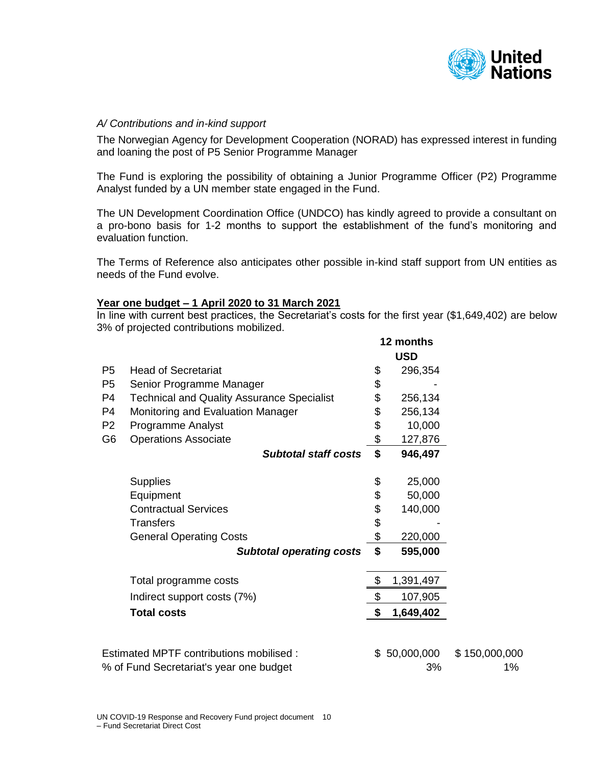*A/ Contributions and in-kind support*

The Norwegian Agency for Development Cooperation (NORAD) has expressed interest in funding and loaning the post of P5 Senior Programme Manager

The Fund is exploring the possibility of obtaining a Junior Programme Officer (P2) Programme Analyst funded by a UN member state engaged in the Fund.

The UN Development Coordination Office (UNDCO) has kindly agreed to provide a consultant on a pro-bono basis for 1-2 months to support the establishment of the fund's monitoring and evaluation function.

The Terms of Reference also anticipates other possible in-kind staff support from UN entities as needs of the Fund evolve.

**Year one budget – 1 April 2020 to 31 March 2021**

In line with current best practices, the Secretariat's costs for the first year ($1,649,402) are below 3% of projected contributions mobilized.

| | | **12 months USD** | |
|---|---|---|---|
| P5 | Head of Secretariat | $ 296,354 | |
| P5 | Senior Programme Manager | $ - | |
| P4 | Technical and Quality Assurance Specialist | $ 256,134 | |
| P4 | Monitoring and Evaluation Manager | $ 256,134 | |
| P2 | Programme Analyst | $ 10,000 | |
| G6 | Operations Associate | $ 127,876 | |
| | ***Subtotal staff costs*** | **$ 946,497** | |
| | Supplies | $ 25,000 | |
| | Equipment | $ 50,000 | |
| | Contractual Services | $ 140,000 | |
| | Transfers | $ - | |
| | General Operating Costs | $ 220,000 | |
| | ***Subtotal operating costs*** | **$ 595,000** | |
| | Total programme costs | $ 1,391,497 | |
| | Indirect support costs (7%) | $ 107,905 | |
| | **Total costs** | **$ 1,649,402** | |
| Estimated MPTF contributions mobilised : | | $ 50,000,000 | $ 150,000,000 |
| % of Fund Secretariat's year one budget | | 3% | 1% |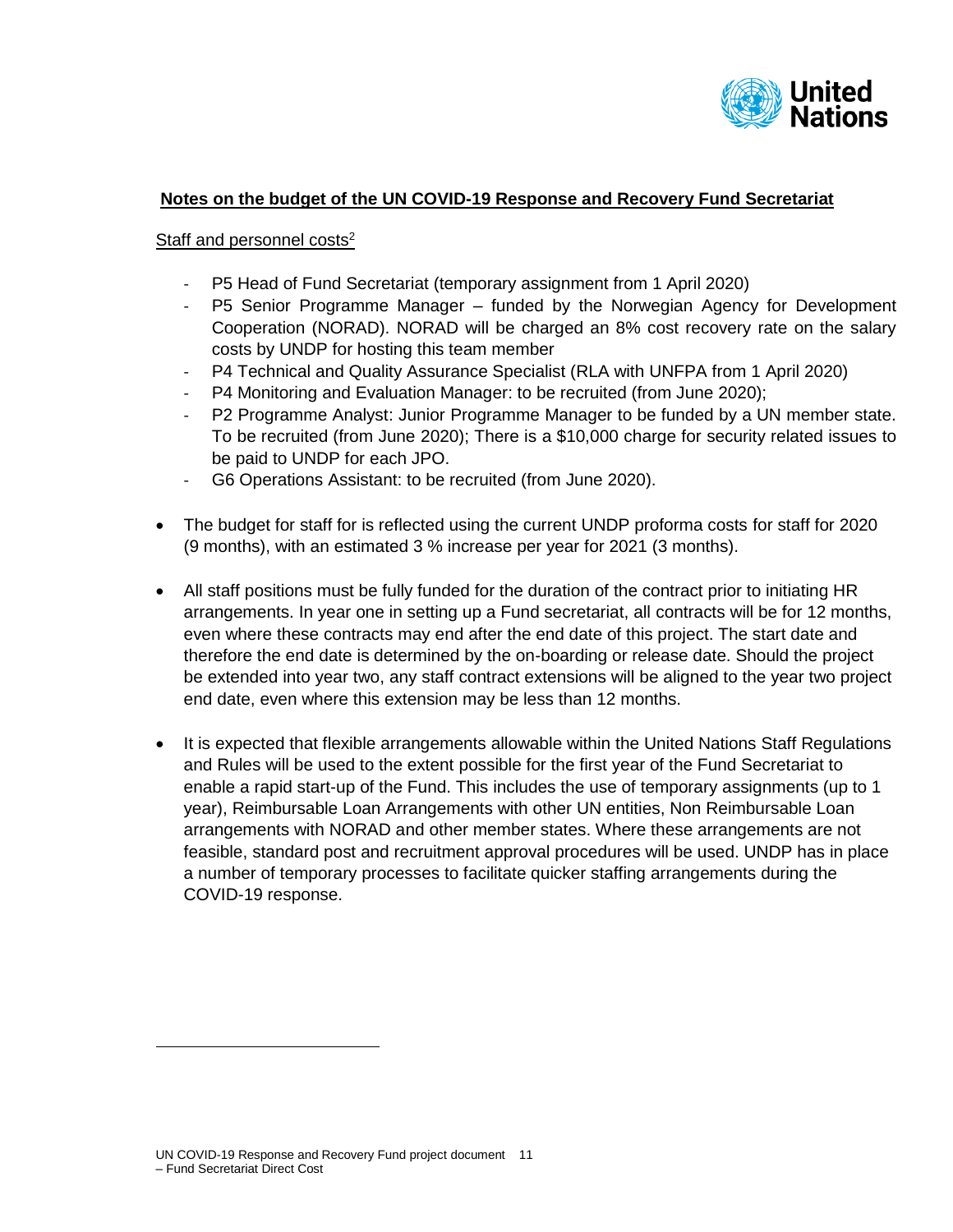## Notes on the budget of the UN COVID-19 Response and Recovery Fund Secretariat

Staff and personnel costs[2]

- P5 Head of Fund Secretariat (temporary assignment from 1 April 2020)
- P5 Senior Programme Manager – funded by the Norwegian Agency for Development Cooperation (NORAD). NORAD will be charged an 8% cost recovery rate on the salary costs by UNDP for hosting this team member
- P4 Technical and Quality Assurance Specialist (RLA with UNFPA from 1 April 2020)
- P4 Monitoring and Evaluation Manager: to be recruited (from June 2020);
- P2 Programme Analyst: Junior Programme Manager to be funded by a UN member state. To be recruited (from June 2020); There is a $10,000 charge for security related issues to be paid to UNDP for each JPO.
- G6 Operations Assistant: to be recruited (from June 2020).

- The budget for staff for is reflected using the current UNDP proforma costs for staff for 2020 (9 months), with an estimated 3 % increase per year for 2021 (3 months).

- All staff positions must be fully funded for the duration of the contract prior to initiating HR arrangements. In year one in setting up a Fund secretariat, all contracts will be for 12 months, even where these contracts may end after the end date of this project. The start date and therefore the end date is determined by the on-boarding or release date. Should the project be extended into year two, any staff contract extensions will be aligned to the year two project end date, even where this extension may be less than 12 months.

- It is expected that flexible arrangements allowable within the United Nations Staff Regulations and Rules will be used to the extent possible for the first year of the Fund Secretariat to enable a rapid start-up of the Fund. This includes the use of temporary assignments (up to 1 year), Reimbursable Loan Arrangements with other UN entities, Non Reimbursable Loan arrangements with NORAD and other member states. Where these arrangements are not feasible, standard post and recruitment approval procedures will be used. UNDP has in place a number of temporary processes to facilitate quicker staffing arrangements during the COVID-19 response.

---

[2] UN COVID-19 Response and Recovery Fund project document – Fund Secretariat Direct Cost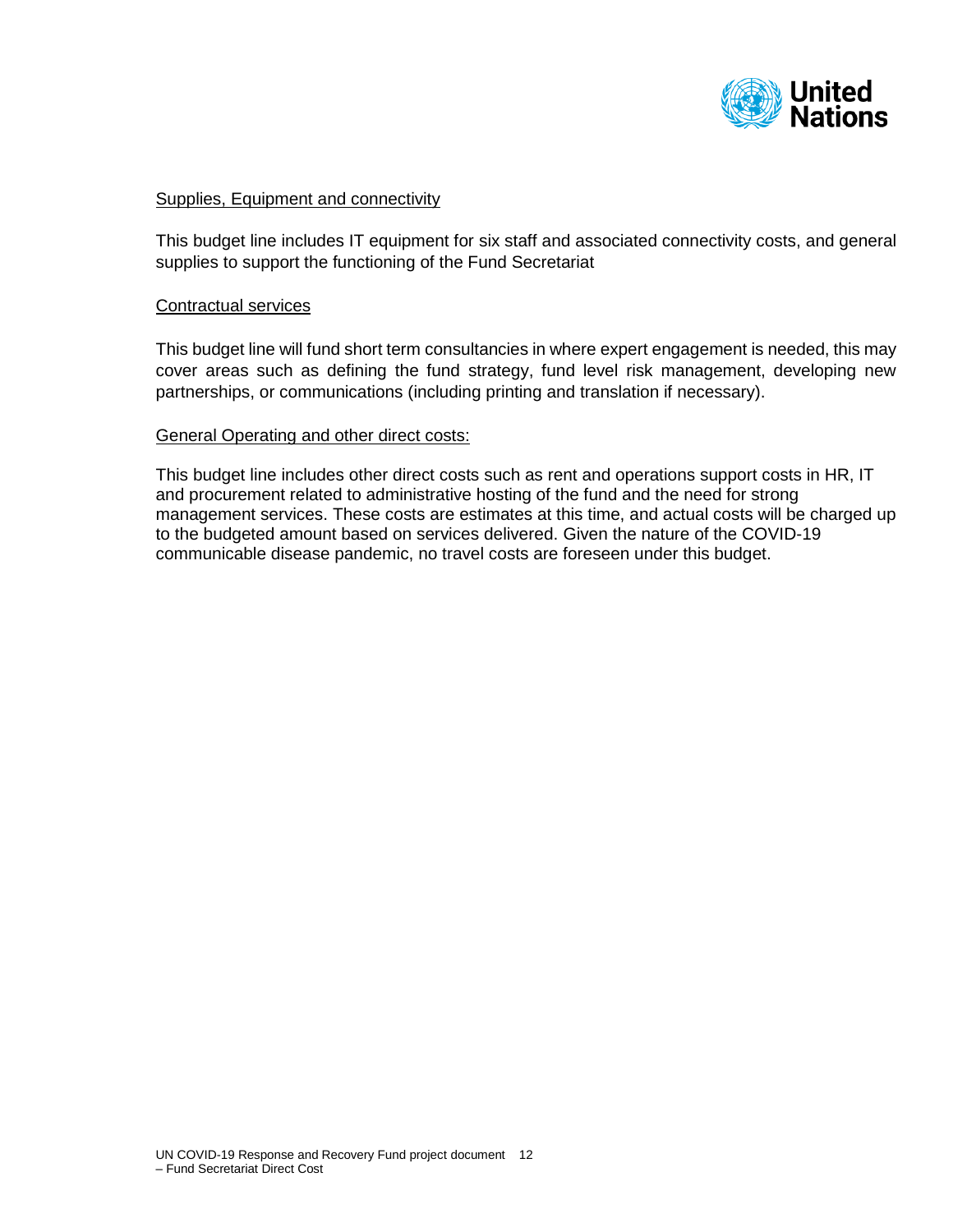Supplies, Equipment and connectivity

This budget line includes IT equipment for six staff and associated connectivity costs, and general supplies to support the functioning of the Fund Secretariat

Contractual services

This budget line will fund short term consultancies in where expert engagement is needed, this may cover areas such as defining the fund strategy, fund level risk management, developing new partnerships, or communications (including printing and translation if necessary).

General Operating and other direct costs:

This budget line includes other direct costs such as rent and operations support costs in HR, IT and procurement related to administrative hosting of the fund and the need for strong management services. These costs are estimates at this time, and actual costs will be charged up to the budgeted amount based on services delivered. Given the nature of the COVID-19 communicable disease pandemic, no travel costs are foreseen under this budget.